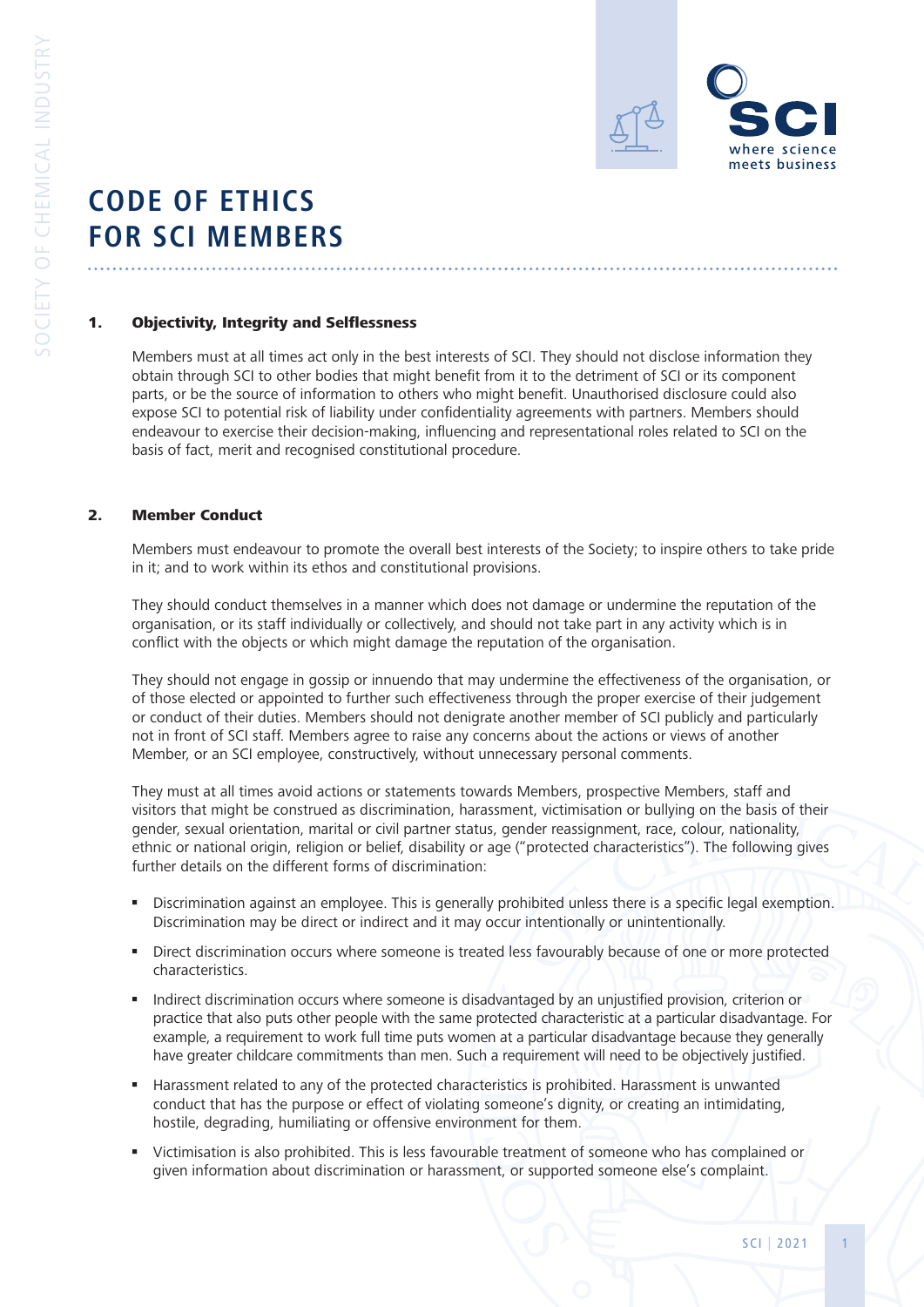# CODE OF ETHICS FOR SCI MEMBERS

## 1. Objectivity, Integrity and Selflessness

Members must at all times act only in the best interests of SCI. They should not disclose information they obtain through SCI to other bodies that might benefit from it to the detriment of SCI or its component parts, or be the source of information to others who might benefit. Unauthorised disclosure could also expose SCI to potential risk of liability under confidentiality agreements with partners. Members should endeavour to exercise their decision-making, influencing and representational roles related to SCI on the basis of fact, merit and recognised constitutional procedure.

## 2. Member Conduct

Members must endeavour to promote the overall best interests of the Society; to inspire others to take pride in it; and to work within its ethos and constitutional provisions.

They should conduct themselves in a manner which does not damage or undermine the reputation of the organisation, or its staff individually or collectively, and should not take part in any activity which is in conflict with the objects or which might damage the reputation of the organisation.

They should not engage in gossip or innuendo that may undermine the effectiveness of the organisation, or of those elected or appointed to further such effectiveness through the proper exercise of their judgement or conduct of their duties. Members should not denigrate another member of SCI publicly and particularly not in front of SCI staff. Members agree to raise any concerns about the actions or views of another Member, or an SCI employee, constructively, without unnecessary personal comments.

They must at all times avoid actions or statements towards Members, prospective Members, staff and visitors that might be construed as discrimination, harassment, victimisation or bullying on the basis of their gender, sexual orientation, marital or civil partner status, gender reassignment, race, colour, nationality, ethnic or national origin, religion or belief, disability or age ("protected characteristics"). The following gives further details on the different forms of discrimination:

- Discrimination against an employee. This is generally prohibited unless there is a specific legal exemption. Discrimination may be direct or indirect and it may occur intentionally or unintentionally.
- Direct discrimination occurs where someone is treated less favourably because of one or more protected characteristics.
- Indirect discrimination occurs where someone is disadvantaged by an unjustified provision, criterion or practice that also puts other people with the same protected characteristic at a particular disadvantage. For example, a requirement to work full time puts women at a particular disadvantage because they generally have greater childcare commitments than men. Such a requirement will need to be objectively justified.
- Harassment related to any of the protected characteristics is prohibited. Harassment is unwanted conduct that has the purpose or effect of violating someone's dignity, or creating an intimidating, hostile, degrading, humiliating or offensive environment for them.
- Victimisation is also prohibited. This is less favourable treatment of someone who has complained or given information about discrimination or harassment, or supported someone else's complaint.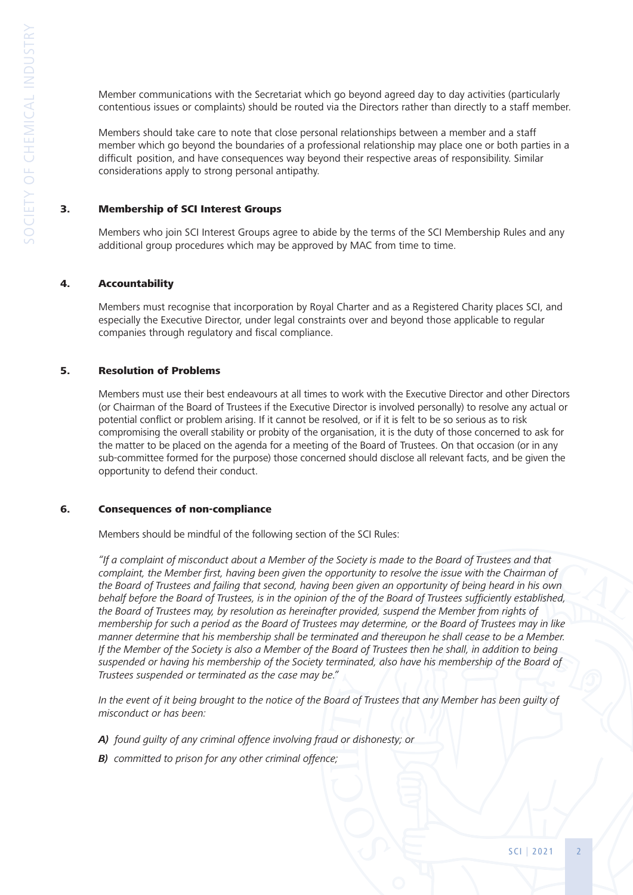Member communications with the Secretariat which go beyond agreed day to day activities (particularly contentious issues or complaints) should be routed via the Directors rather than directly to a staff member.

Members should take care to note that close personal relationships between a member and a staff member which go beyond the boundaries of a professional relationship may place one or both parties in a difficult position, and have consequences way beyond their respective areas of responsibility. Similar considerations apply to strong personal antipathy.

## 3. Membership of SCI Interest Groups

Members who join SCI Interest Groups agree to abide by the terms of the SCI Membership Rules and any additional group procedures which may be approved by MAC from time to time.

## 4. Accountability

Members must recognise that incorporation by Royal Charter and as a Registered Charity places SCI, and especially the Executive Director, under legal constraints over and beyond those applicable to regular companies through regulatory and fiscal compliance.

## 5. Resolution of Problems

Members must use their best endeavours at all times to work with the Executive Director and other Directors (or Chairman of the Board of Trustees if the Executive Director is involved personally) to resolve any actual or potential conflict or problem arising. If it cannot be resolved, or if it is felt to be so serious as to risk compromising the overall stability or probity of the organisation, it is the duty of those concerned to ask for the matter to be placed on the agenda for a meeting of the Board of Trustees. On that occasion (or in any sub-committee formed for the purpose) those concerned should disclose all relevant facts, and be given the opportunity to defend their conduct.

## 6. Consequences of non-compliance

Members should be mindful of the following section of the SCI Rules:

*"If a complaint of misconduct about a Member of the Society is made to the Board of Trustees and that complaint, the Member first, having been given the opportunity to resolve the issue with the Chairman of the Board of Trustees and failing that second, having been given an opportunity of being heard in his own behalf before the Board of Trustees, is in the opinion of the of the Board of Trustees sufficiently established, the Board of Trustees may, by resolution as hereinafter provided, suspend the Member from rights of membership for such a period as the Board of Trustees may determine, or the Board of Trustees may in like manner determine that his membership shall be terminated and thereupon he shall cease to be a Member. If the Member of the Society is also a Member of the Board of Trustees then he shall, in addition to being suspended or having his membership of the Society terminated, also have his membership of the Board of Trustees suspended or terminated as the case may be."*

*In the event of it being brought to the notice of the Board of Trustees that any Member has been guilty of misconduct or has been:*

***A)*** *found guilty of any criminal offence involving fraud or dishonesty; or*

***B)*** *committed to prison for any other criminal offence;*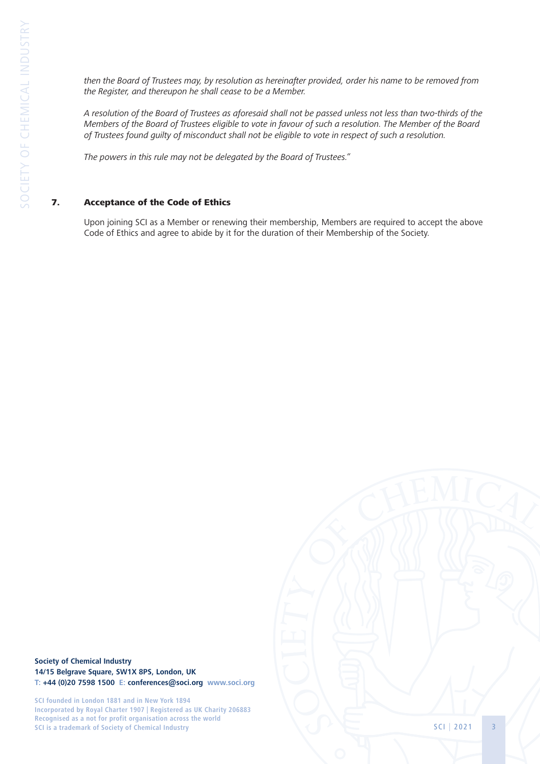*then the Board of Trustees may, by resolution as hereinafter provided, order his name to be removed from the Register, and thereupon he shall cease to be a Member.*

*A resolution of the Board of Trustees as aforesaid shall not be passed unless not less than two-thirds of the Members of the Board of Trustees eligible to vote in favour of such a resolution. The Member of the Board of Trustees found guilty of misconduct shall not be eligible to vote in respect of such a resolution.*

*The powers in this rule may not be delegated by the Board of Trustees."*

## 7. Acceptance of the Code of Ethics

Upon joining SCI as a Member or renewing their membership, Members are required to accept the above Code of Ethics and agree to abide by it for the duration of their Membership of the Society.

**Society of Chemical Industry**
**14/15 Belgrave Square, SW1X 8PS, London, UK**
**T: +44 (0)20 7598 1500 E: conferences@soci.org www.soci.org**

**SCI founded in London 1881 and in New York 1894**
**Incorporated by Royal Charter 1907 | Registered as UK Charity 206883**
**Recognised as a not for profit organisation across the world**
**SCI is a trademark of Society of Chemical Industry**